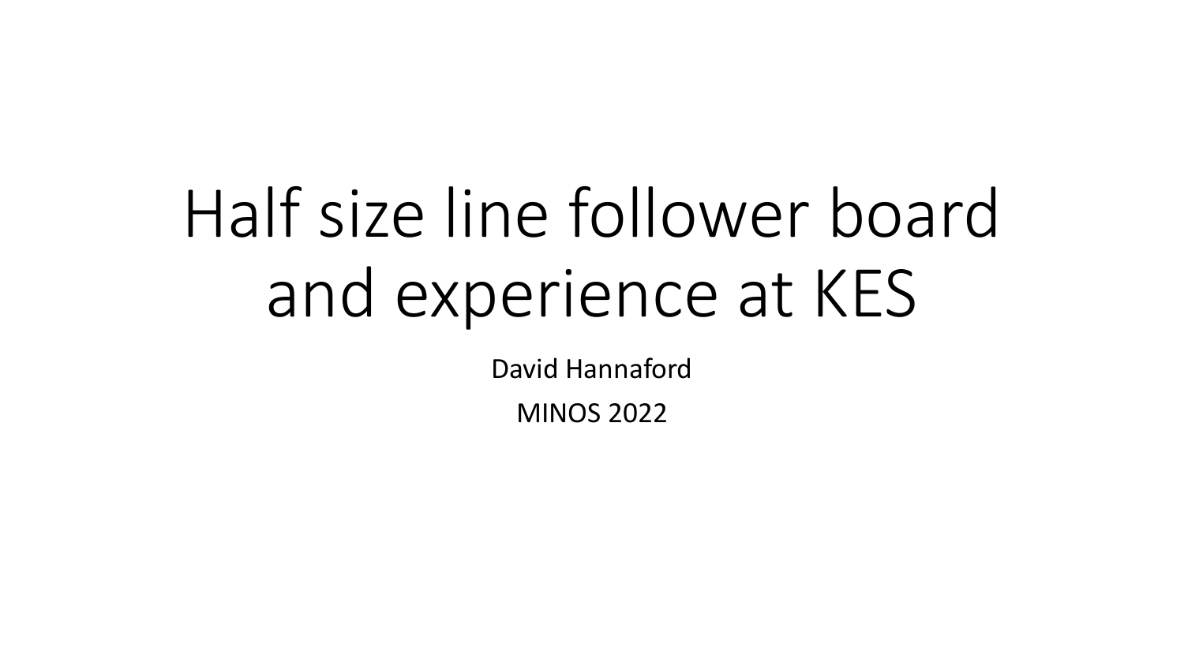# Half size line follower board and experience at KES

David Hannaford

MINOS 2022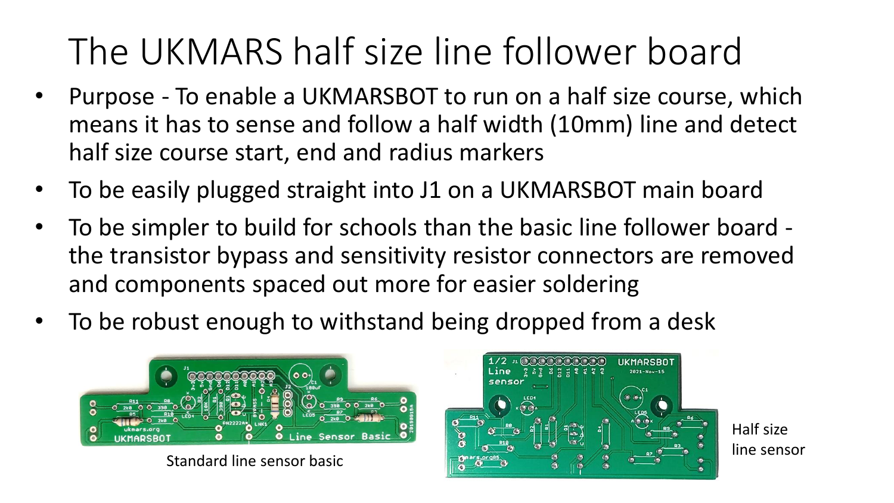# The UKMARS half size line follower board

- Purpose - To enable a UKMARSBOT to run on a half size course, which means it has to sense and follow a half width (10mm) line and detect half size course start, end and radius markers
- To be easily plugged straight into J1 on a UKMARSBOT main board
- To be simpler to build for schools than the basic line follower board - the transistor bypass and sensitivity resistor connectors are removed and components spaced out more for easier soldering
- To be robust enough to withstand being dropped from a desk

Standard line sensor basic

Half size line sensor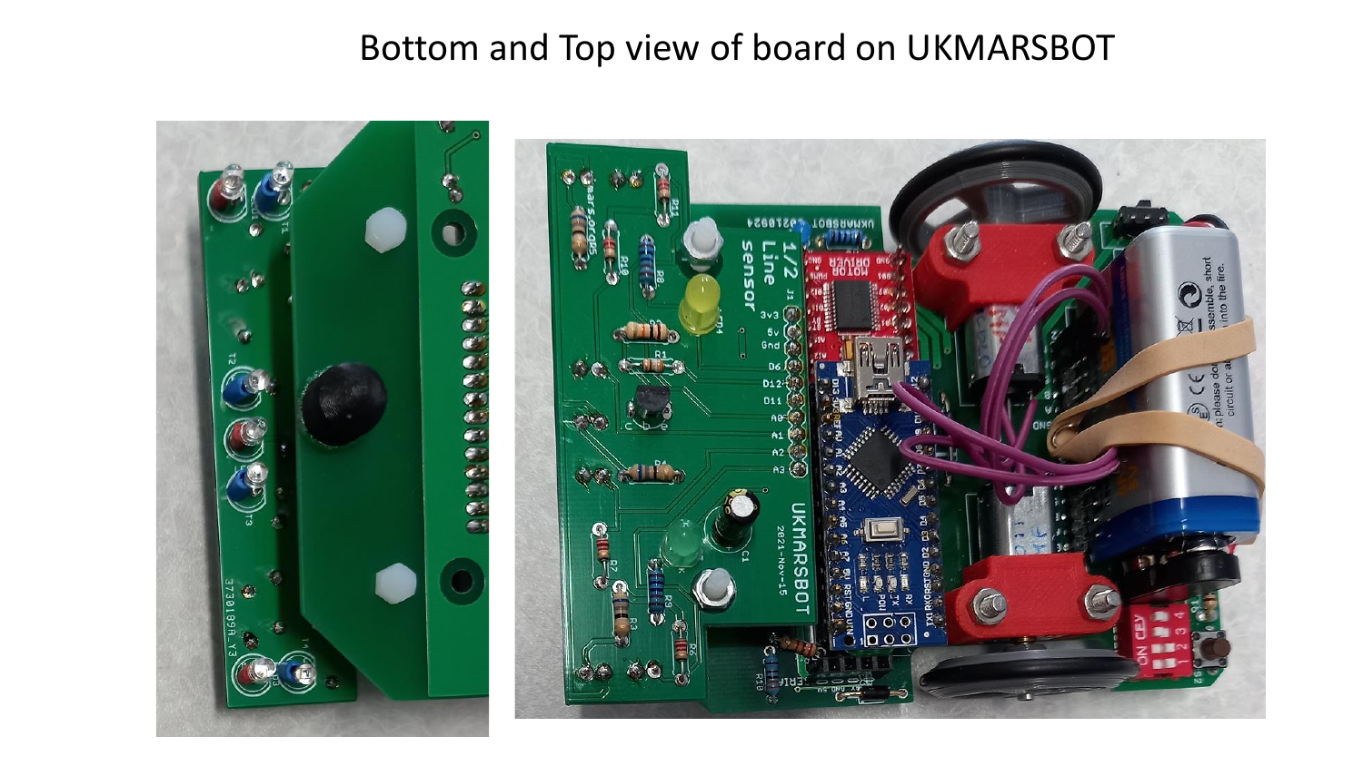# Bottom and Top view of board on UKMARSBOT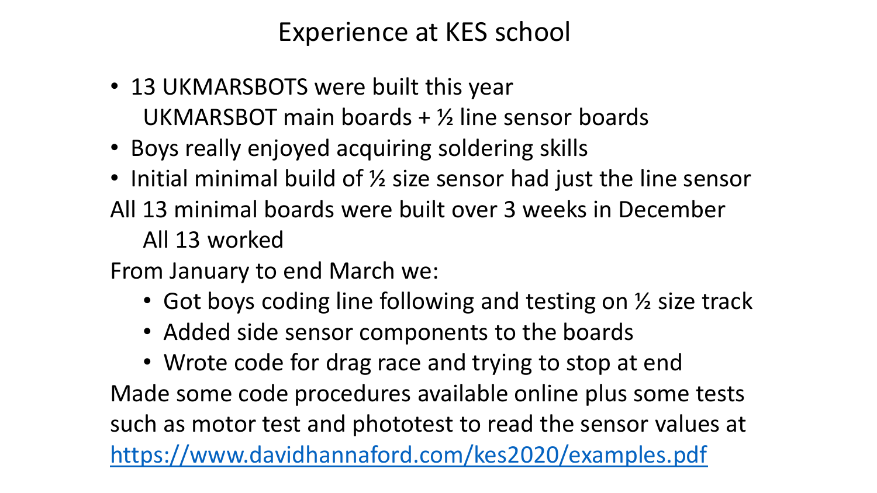# Experience at KES school

- 13 UKMARSBOTS were built this year

  UKMARSBOT main boards + ½ line sensor boards
- Boys really enjoyed acquiring soldering skills
- Initial minimal build of ½ size sensor had just the line sensor

All 13 minimal boards were built over 3 weeks in December

  All 13 worked

From January to end March we:

- Got boys coding line following and testing on ½ size track
- Added side sensor components to the boards
- Wrote code for drag race and trying to stop at end

Made some code procedures available online plus some tests such as motor test and phototest to read the sensor values at [https://www.davidhannaford.com/kes2020/examples.pdf](https://www.davidhannaford.com/kes2020/examples.pdf)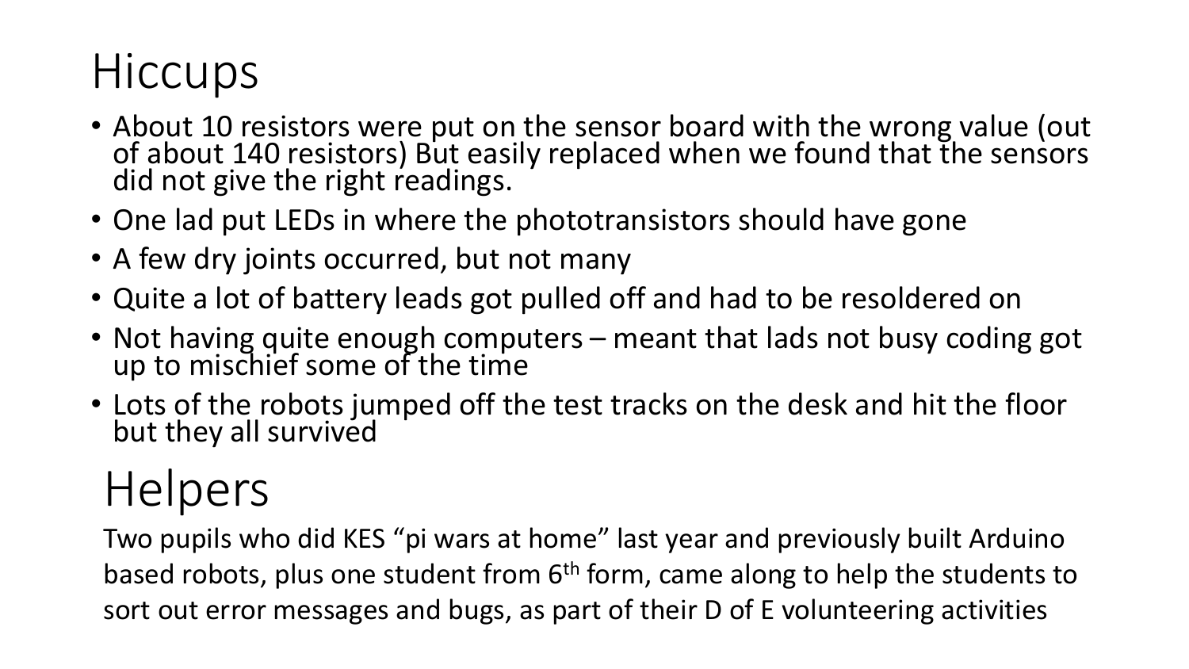# Hiccups

- About 10 resistors were put on the sensor board with the wrong value (out of about 140 resistors) But easily replaced when we found that the sensors did not give the right readings.
- One lad put LEDs in where the phototransistors should have gone
- A few dry joints occurred, but not many
- Quite a lot of battery leads got pulled off and had to be resoldered on
- Not having quite enough computers – meant that lads not busy coding got up to mischief some of the time
- Lots of the robots jumped off the test tracks on the desk and hit the floor but they all survived

# Helpers

Two pupils who did KES “pi wars at home” last year and previously built Arduino based robots, plus one student from 6th form, came along to help the students to sort out error messages and bugs, as part of their D of E volunteering activities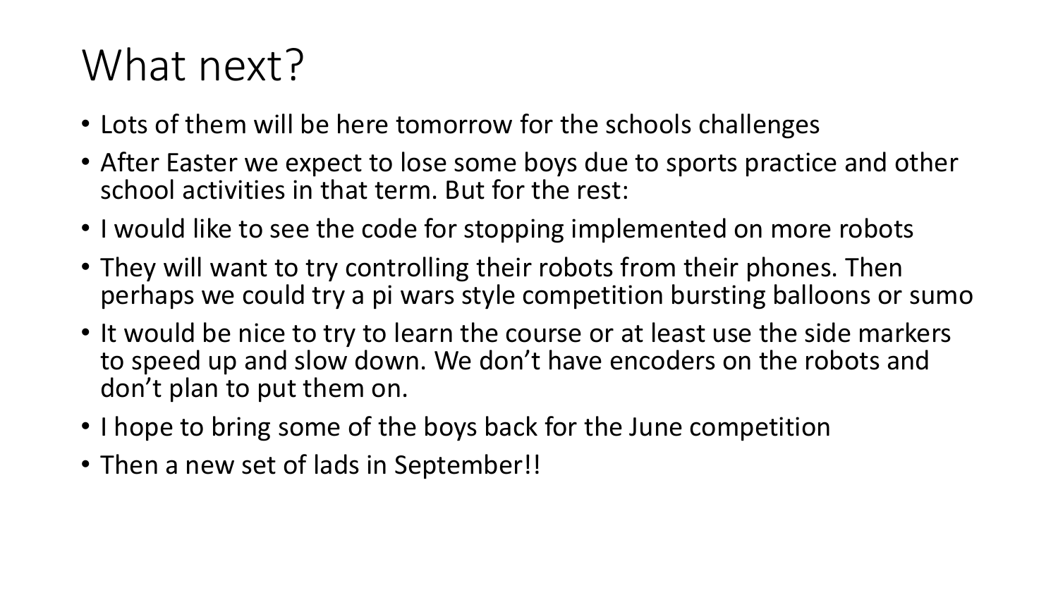# What next?

- Lots of them will be here tomorrow for the schools challenges
- After Easter we expect to lose some boys due to sports practice and other school activities in that term. But for the rest:
- I would like to see the code for stopping implemented on more robots
- They will want to try controlling their robots from their phones. Then perhaps we could try a pi wars style competition bursting balloons or sumo
- It would be nice to try to learn the course or at least use the side markers to speed up and slow down. We don't have encoders on the robots and don't plan to put them on.
- I hope to bring some of the boys back for the June competition
- Then a new set of lads in September!!